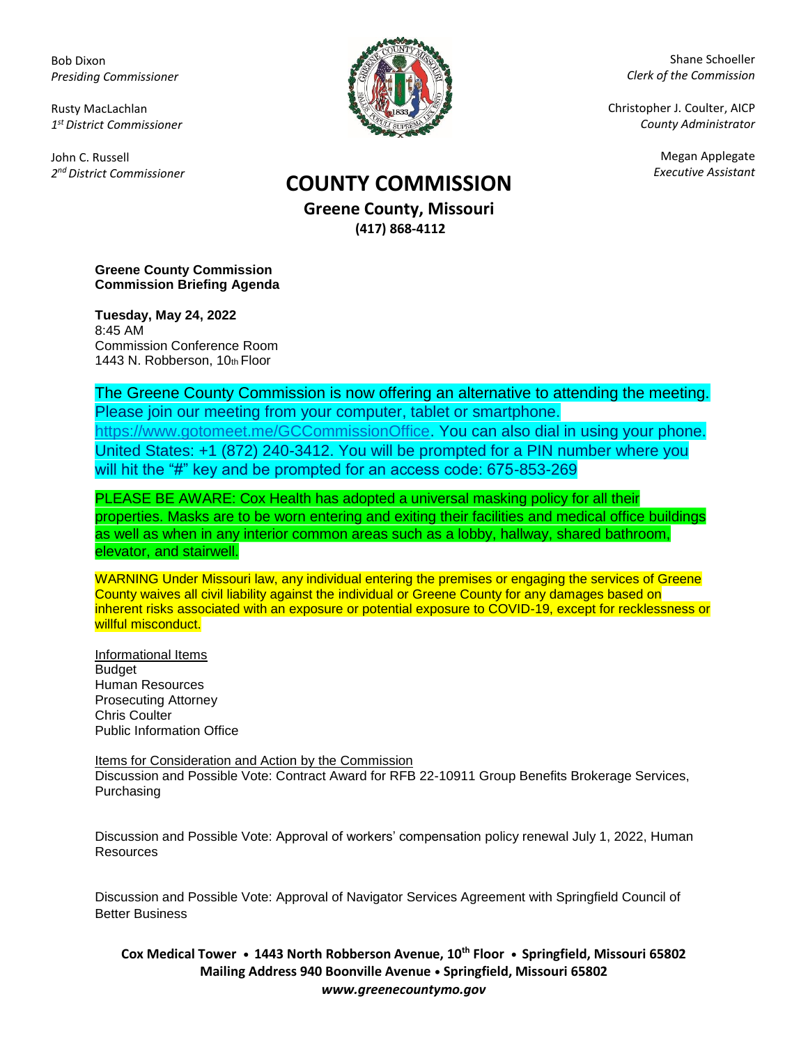Bob Dixon
*Presiding Commissioner*

Rusty MacLachlan
*1st District Commissioner*

John C. Russell
*2nd District Commissioner*

Shane Schoeller
*Clerk of the Commission*

Christopher J. Coulter, AICP
*County Administrator*

Megan Applegate
*Executive Assistant*

# COUNTY COMMISSION

**Greene County, Missouri**
**(417) 868-4112**

**Greene County Commission**
**Commission Briefing Agenda**

**Tuesday, May 24, 2022**
8:45 AM
Commission Conference Room
1443 N. Robberson, 10th Floor

The Greene County Commission is now offering an alternative to attending the meeting. Please join our meeting from your computer, tablet or smartphone. https://www.gotomeet.me/GCCommissionOffice. You can also dial in using your phone. United States: +1 (872) 240-3412. You will be prompted for a PIN number where you will hit the "#" key and be prompted for an access code: 675-853-269

PLEASE BE AWARE: Cox Health has adopted a universal masking policy for all their properties. Masks are to be worn entering and exiting their facilities and medical office buildings as well as when in any interior common areas such as a lobby, hallway, shared bathroom, elevator, and stairwell.

WARNING Under Missouri law, any individual entering the premises or engaging the services of Greene County waives all civil liability against the individual or Greene County for any damages based on inherent risks associated with an exposure or potential exposure to COVID-19, except for recklessness or willful misconduct.

Informational Items
Budget
Human Resources
Prosecuting Attorney
Chris Coulter
Public Information Office

Items for Consideration and Action by the Commission
Discussion and Possible Vote: Contract Award for RFB 22-10911 Group Benefits Brokerage Services, Purchasing

Discussion and Possible Vote: Approval of workers' compensation policy renewal July 1, 2022, Human Resources

Discussion and Possible Vote: Approval of Navigator Services Agreement with Springfield Council of Better Business

**Cox Medical Tower • 1443 North Robberson Avenue, 10th Floor • Springfield, Missouri 65802**
**Mailing Address 940 Boonville Avenue • Springfield, Missouri 65802**
***www.greenecountymo.gov***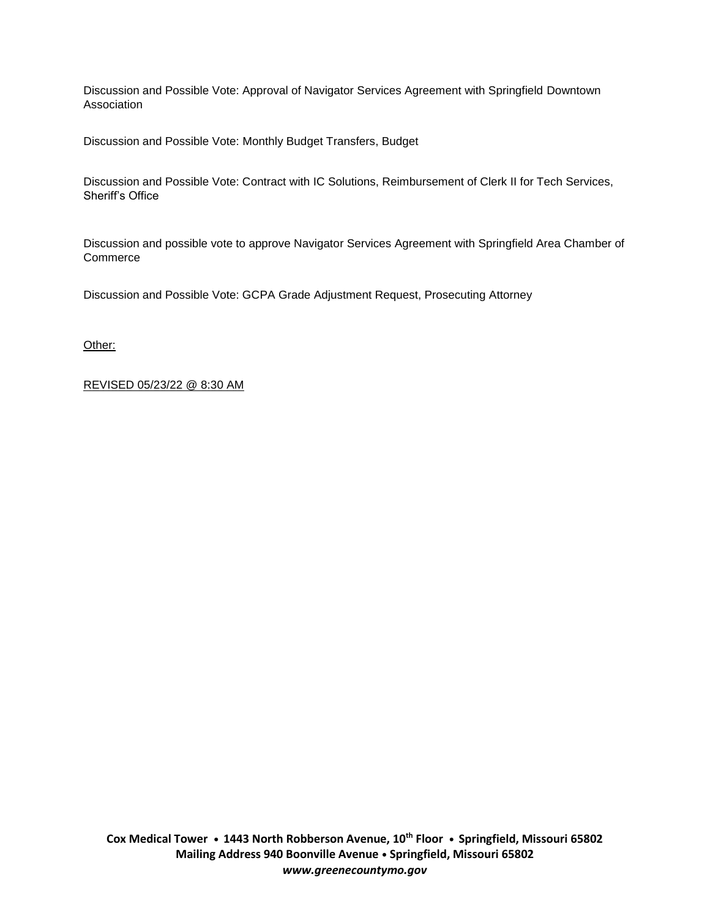Discussion and Possible Vote: Approval of Navigator Services Agreement with Springfield Downtown Association

Discussion and Possible Vote: Monthly Budget Transfers, Budget

Discussion and Possible Vote: Contract with IC Solutions, Reimbursement of Clerk II for Tech Services, Sheriff's Office

Discussion and possible vote to approve Navigator Services Agreement with Springfield Area Chamber of Commerce

Discussion and Possible Vote: GCPA Grade Adjustment Request, Prosecuting Attorney

<u>Other:</u>

<u>REVISED 05/23/22 @ 8:30 AM</u>

**Cox Medical Tower • 1443 North Robberson Avenue, 10th Floor • Springfield, Missouri 65802**
**Mailing Address 940 Boonville Avenue • Springfield, Missouri 65802**
***www.greenecountymo.gov***